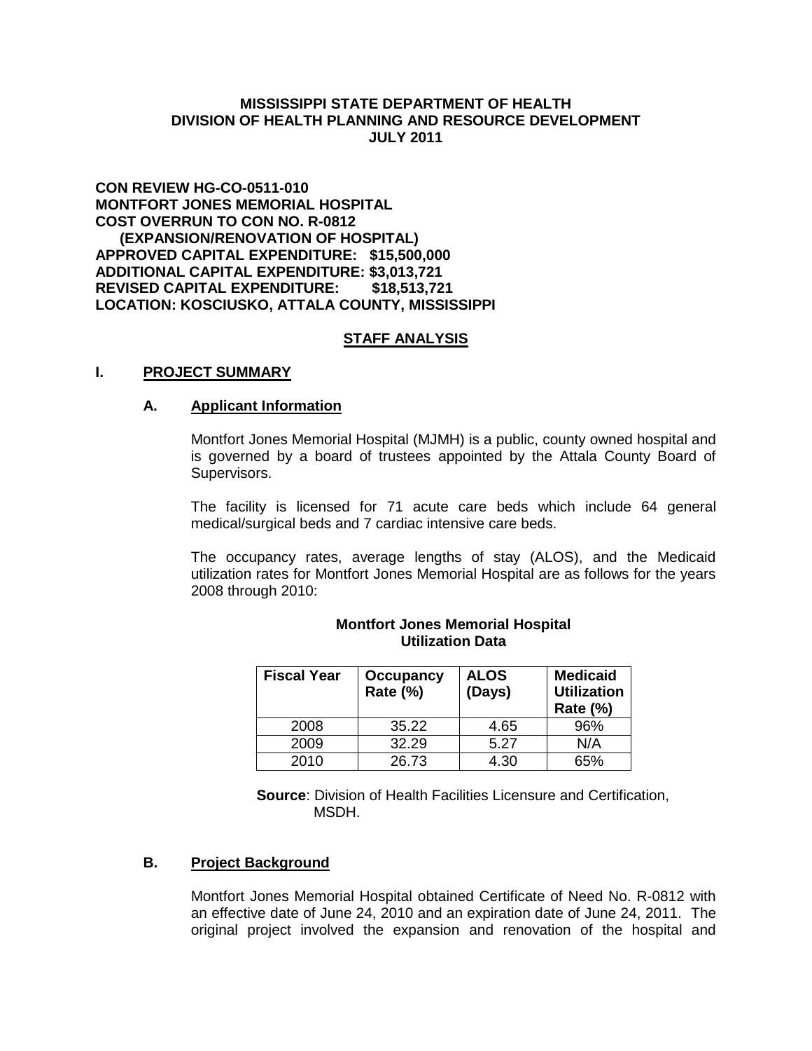**MISSISSIPPI STATE DEPARTMENT OF HEALTH**
**DIVISION OF HEALTH PLANNING AND RESOURCE DEVELOPMENT**
**JULY 2011**

**CON REVIEW HG-CO-0511-010**
**MONTFORT JONES MEMORIAL HOSPITAL**
**COST OVERRUN TO CON NO. R-0812**
**(EXPANSION/RENOVATION OF HOSPITAL)**
**APPROVED CAPITAL EXPENDITURE: $15,500,000**
**ADDITIONAL CAPITAL EXPENDITURE: $3,013,721**
**REVISED CAPITAL EXPENDITURE: $18,513,721**
**LOCATION: KOSCIUSKO, ATTALA COUNTY, MISSISSIPPI**

## STAFF ANALYSIS

## I. PROJECT SUMMARY

### A. Applicant Information

Montfort Jones Memorial Hospital (MJMH) is a public, county owned hospital and is governed by a board of trustees appointed by the Attala County Board of Supervisors.

The facility is licensed for 71 acute care beds which include 64 general medical/surgical beds and 7 cardiac intensive care beds.

The occupancy rates, average lengths of stay (ALOS), and the Medicaid utilization rates for Montfort Jones Memorial Hospital are as follows for the years 2008 through 2010:

**Montfort Jones Memorial Hospital**
**Utilization Data**

| Fiscal Year | Occupancy Rate (%) | ALOS (Days) | Medicaid Utilization Rate (%) |
|---|---|---|---|
| 2008 | 35.22 | 4.65 | 96% |
| 2009 | 32.29 | 5.27 | N/A |
| 2010 | 26.73 | 4.30 | 65% |

**Source**: Division of Health Facilities Licensure and Certification, MSDH.

### B. Project Background

Montfort Jones Memorial Hospital obtained Certificate of Need No. R-0812 with an effective date of June 24, 2010 and an expiration date of June 24, 2011. The original project involved the expansion and renovation of the hospital and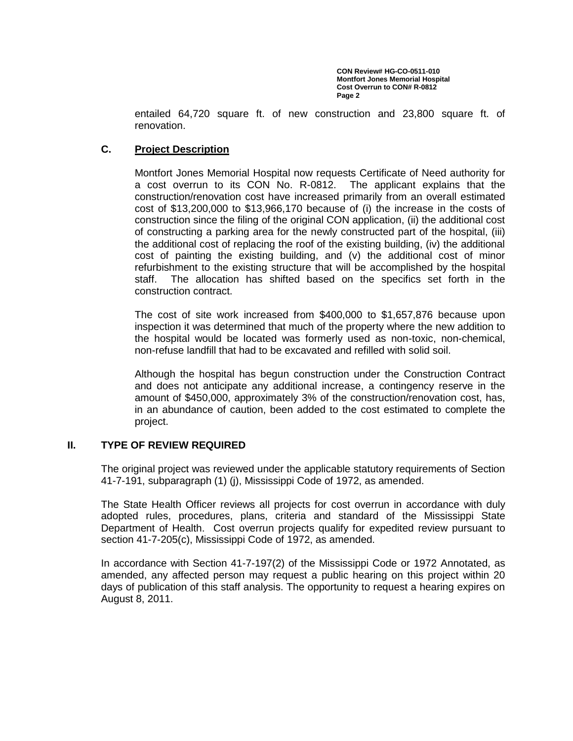entailed 64,720 square ft. of new construction and 23,800 square ft. of renovation.

### C. Project Description

Montfort Jones Memorial Hospital now requests Certificate of Need authority for a cost overrun to its CON No. R-0812. The applicant explains that the construction/renovation cost have increased primarily from an overall estimated cost of $13,200,000 to $13,966,170 because of (i) the increase in the costs of construction since the filing of the original CON application, (ii) the additional cost of constructing a parking area for the newly constructed part of the hospital, (iii) the additional cost of replacing the roof of the existing building, (iv) the additional cost of painting the existing building, and (v) the additional cost of minor refurbishment to the existing structure that will be accomplished by the hospital staff. The allocation has shifted based on the specifics set forth in the construction contract.

The cost of site work increased from $400,000 to $1,657,876 because upon inspection it was determined that much of the property where the new addition to the hospital would be located was formerly used as non-toxic, non-chemical, non-refuse landfill that had to be excavated and refilled with solid soil.

Although the hospital has begun construction under the Construction Contract and does not anticipate any additional increase, a contingency reserve in the amount of $450,000, approximately 3% of the construction/renovation cost, has, in an abundance of caution, been added to the cost estimated to complete the project.

## II. TYPE OF REVIEW REQUIRED

The original project was reviewed under the applicable statutory requirements of Section 41-7-191, subparagraph (1) (j), Mississippi Code of 1972, as amended.

The State Health Officer reviews all projects for cost overrun in accordance with duly adopted rules, procedures, plans, criteria and standard of the Mississippi State Department of Health. Cost overrun projects qualify for expedited review pursuant to section 41-7-205(c), Mississippi Code of 1972, as amended.

In accordance with Section 41-7-197(2) of the Mississippi Code or 1972 Annotated, as amended, any affected person may request a public hearing on this project within 20 days of publication of this staff analysis. The opportunity to request a hearing expires on August 8, 2011.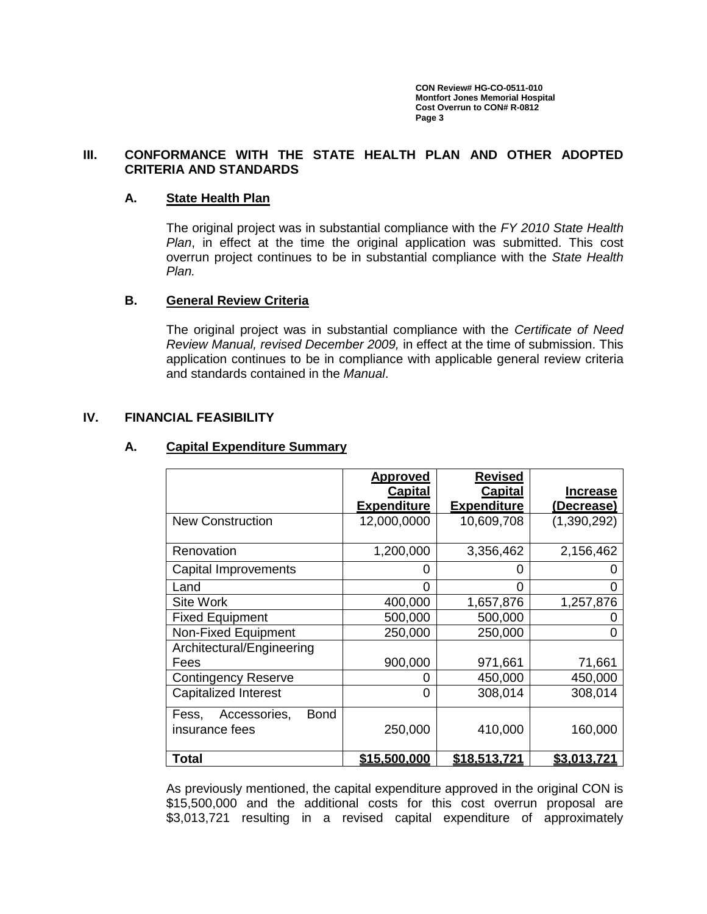## III. CONFORMANCE WITH THE STATE HEALTH PLAN AND OTHER ADOPTED CRITERIA AND STANDARDS

### A. State Health Plan

The original project was in substantial compliance with the *FY 2010 State Health Plan*, in effect at the time the original application was submitted. This cost overrun project continues to be in substantial compliance with the *State Health Plan.*

### B. General Review Criteria

The original project was in substantial compliance with the *Certificate of Need Review Manual, revised December 2009,* in effect at the time of submission. This application continues to be in compliance with applicable general review criteria and standards contained in the *Manual*.

## IV. FINANCIAL FEASIBILITY

### A. Capital Expenditure Summary

| | Approved Capital Expenditure | Revised Capital Expenditure | Increase (Decrease) |
|---|---|---|---|
| New Construction | 12,000,0000 | 10,609,708 | (1,390,292) |
| Renovation | 1,200,000 | 3,356,462 | 2,156,462 |
| Capital Improvements | 0 | 0 | 0 |
| Land | 0 | 0 | 0 |
| Site Work | 400,000 | 1,657,876 | 1,257,876 |
| Fixed Equipment | 500,000 | 500,000 | 0 |
| Non-Fixed Equipment | 250,000 | 250,000 | 0 |
| Architectural/Engineering Fees | 900,000 | 971,661 | 71,661 |
| Contingency Reserve | 0 | 450,000 | 450,000 |
| Capitalized Interest | 0 | 308,014 | 308,014 |
| Fess, Accessories, Bond insurance fees | 250,000 | 410,000 | 160,000 |
| **Total** | **$15,500,000** | **$18,513,721** | **$3,013,721** |

As previously mentioned, the capital expenditure approved in the original CON is $15,500,000 and the additional costs for this cost overrun proposal are $3,013,721 resulting in a revised capital expenditure of approximately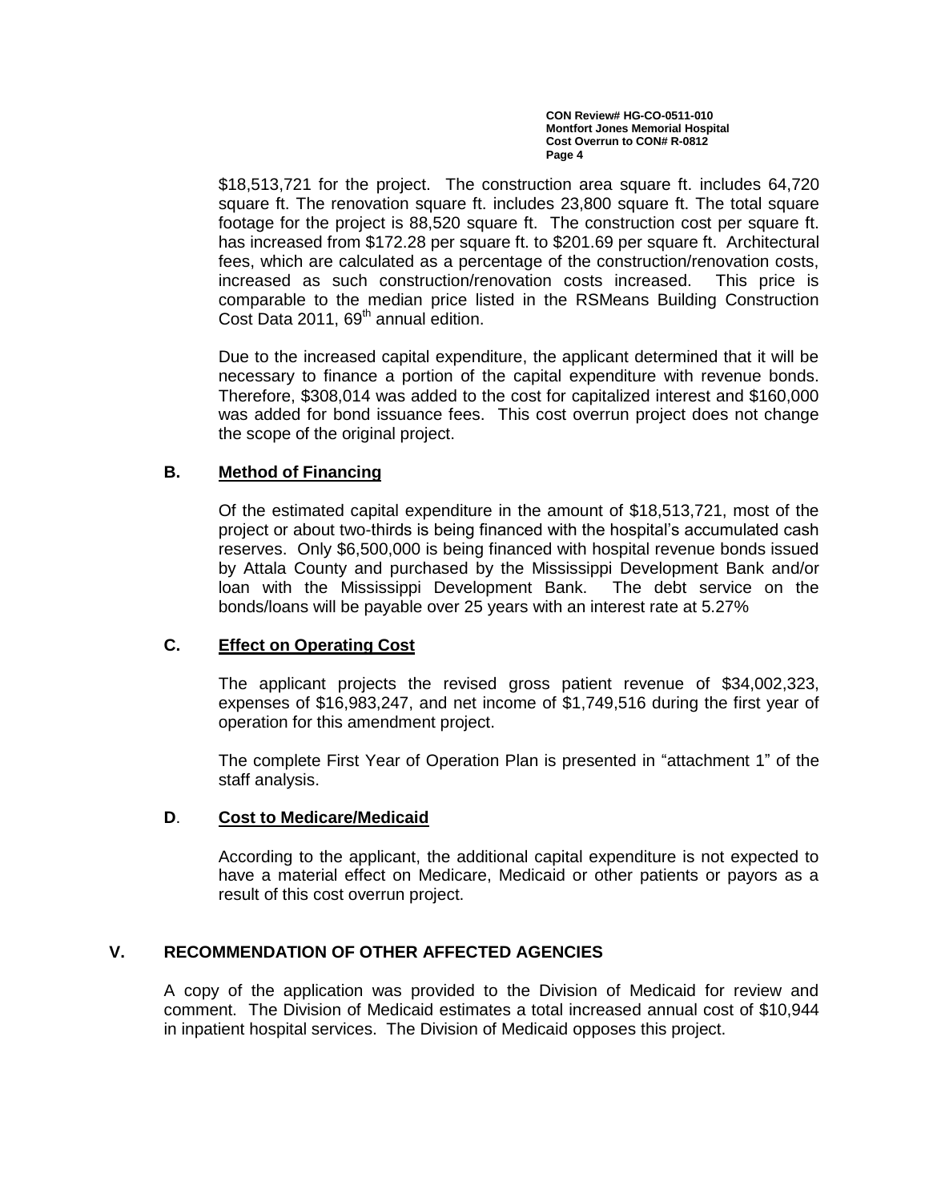$18,513,721 for the project. The construction area square ft. includes 64,720 square ft. The renovation square ft. includes 23,800 square ft. The total square footage for the project is 88,520 square ft. The construction cost per square ft. has increased from $172.28 per square ft. to $201.69 per square ft. Architectural fees, which are calculated as a percentage of the construction/renovation costs, increased as such construction/renovation costs increased. This price is comparable to the median price listed in the RSMeans Building Construction Cost Data 2011, 69th annual edition.

Due to the increased capital expenditure, the applicant determined that it will be necessary to finance a portion of the capital expenditure with revenue bonds. Therefore, $308,014 was added to the cost for capitalized interest and $160,000 was added for bond issuance fees. This cost overrun project does not change the scope of the original project.

### B. Method of Financing

Of the estimated capital expenditure in the amount of $18,513,721, most of the project or about two-thirds is being financed with the hospital's accumulated cash reserves. Only $6,500,000 is being financed with hospital revenue bonds issued by Attala County and purchased by the Mississippi Development Bank and/or loan with the Mississippi Development Bank. The debt service on the bonds/loans will be payable over 25 years with an interest rate at 5.27%

### C. Effect on Operating Cost

The applicant projects the revised gross patient revenue of $34,002,323, expenses of $16,983,247, and net income of $1,749,516 during the first year of operation for this amendment project.

The complete First Year of Operation Plan is presented in "attachment 1" of the staff analysis.

### D. Cost to Medicare/Medicaid

According to the applicant, the additional capital expenditure is not expected to have a material effect on Medicare, Medicaid or other patients or payors as a result of this cost overrun project.

## V. RECOMMENDATION OF OTHER AFFECTED AGENCIES

A copy of the application was provided to the Division of Medicaid for review and comment. The Division of Medicaid estimates a total increased annual cost of $10,944 in inpatient hospital services. The Division of Medicaid opposes this project.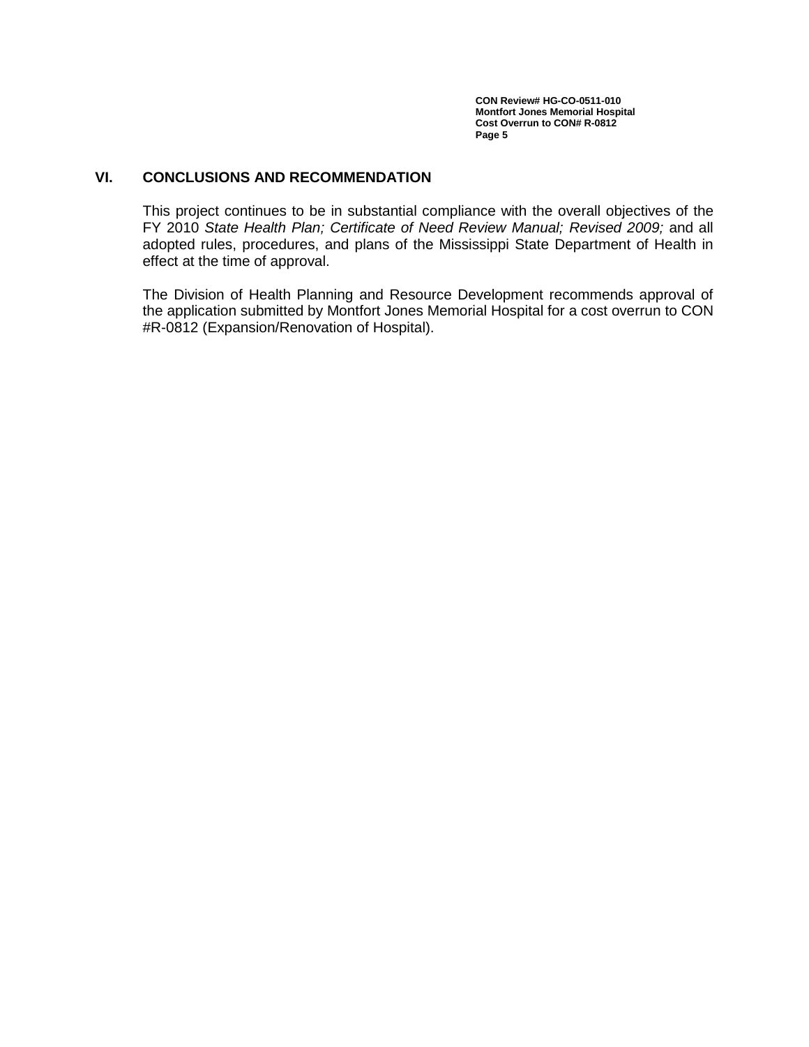## VI. CONCLUSIONS AND RECOMMENDATION

This project continues to be in substantial compliance with the overall objectives of the FY 2010 *State Health Plan; Certificate of Need Review Manual; Revised 2009;* and all adopted rules, procedures, and plans of the Mississippi State Department of Health in effect at the time of approval.

The Division of Health Planning and Resource Development recommends approval of the application submitted by Montfort Jones Memorial Hospital for a cost overrun to CON #R-0812 (Expansion/Renovation of Hospital).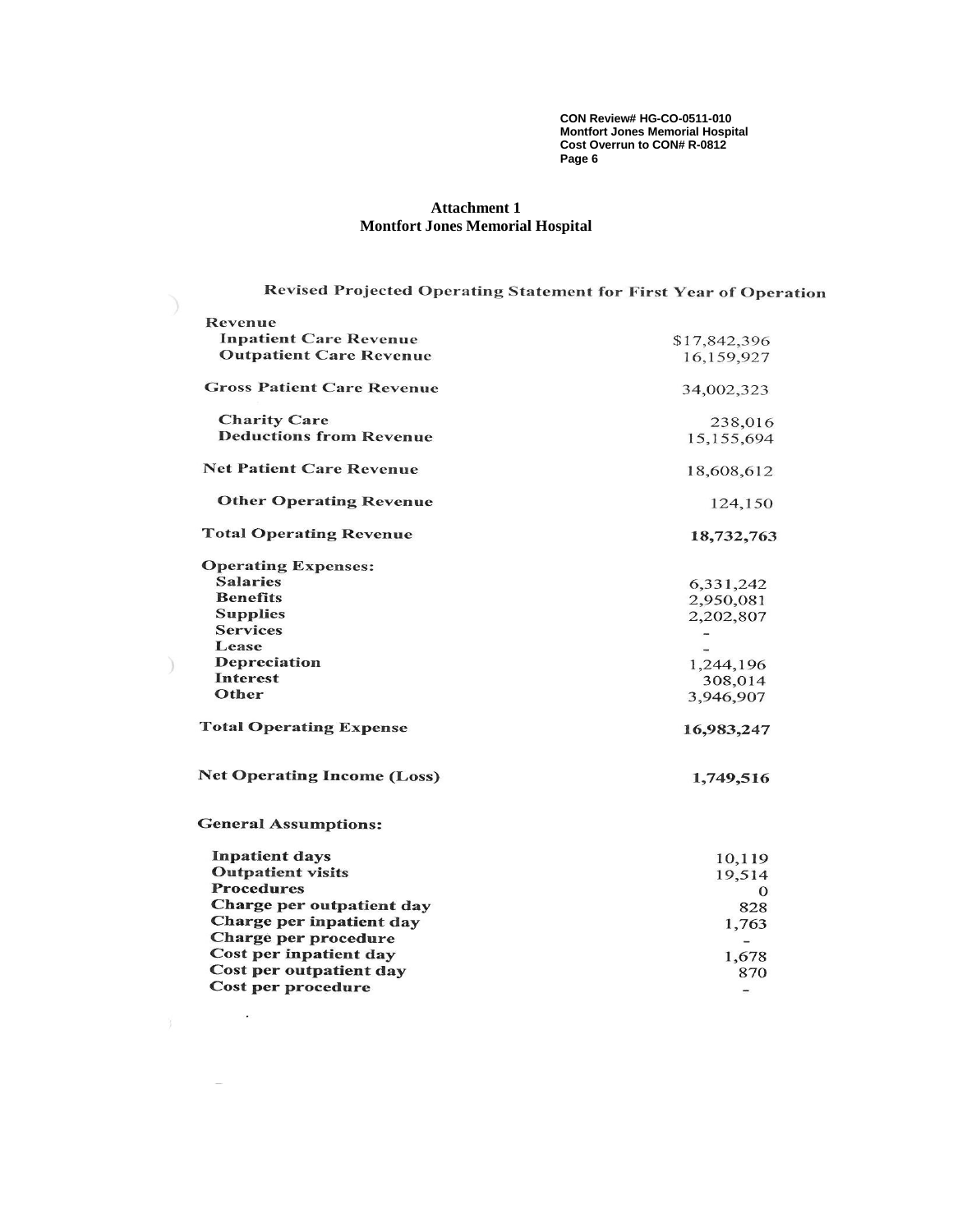## Attachment 1
## Montfort Jones Memorial Hospital

### Revised Projected Operating Statement for First Year of Operation

| | |
|---|---|
| **Revenue** | |
| **Inpatient Care Revenue** | $17,842,396 |
| **Outpatient Care Revenue** | 16,159,927 |
| **Gross Patient Care Revenue** | 34,002,323 |
| **Charity Care** | 238,016 |
| **Deductions from Revenue** | 15,155,694 |
| **Net Patient Care Revenue** | 18,608,612 |
| **Other Operating Revenue** | 124,150 |
| **Total Operating Revenue** | **18,732,763** |
| **Operating Expenses:** | |
| **Salaries** | 6,331,242 |
| **Benefits** | 2,950,081 |
| **Supplies** | 2,202,807 |
| **Services** | - |
| **Lease** | - |
| **Depreciation** | 1,244,196 |
| **Interest** | 308,014 |
| **Other** | 3,946,907 |
| **Total Operating Expense** | **16,983,247** |
| **Net Operating Income (Loss)** | **1,749,516** |
| **General Assumptions:** | |
| **Inpatient days** | 10,119 |
| **Outpatient visits** | 19,514 |
| **Procedures** | 0 |
| **Charge per outpatient day** | 828 |
| **Charge per inpatient day** | 1,763 |
| **Charge per procedure** | - |
| **Cost per inpatient day** | 1,678 |
| **Cost per outpatient day** | 870 |
| **Cost per procedure** | - |